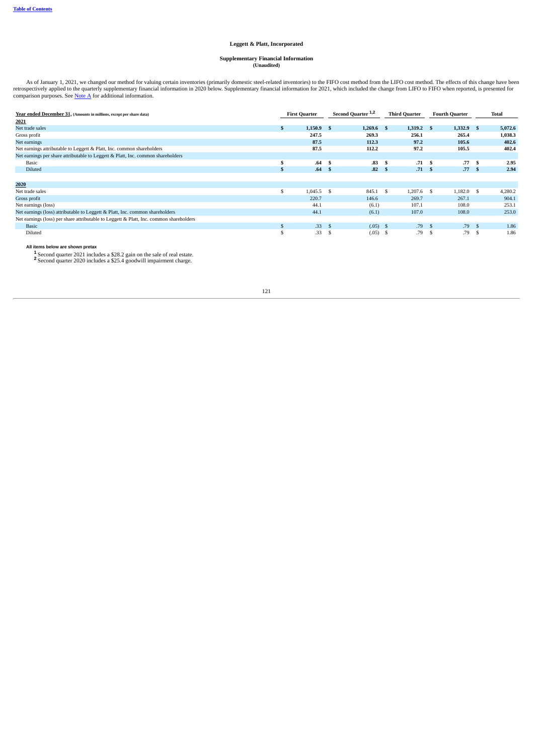# Leggett & Platt, Incorporated

## Supplementary Financial Information

**(Unaudited)**

As of January 1, 2021, we changed our method for valuing certain inventories (primarily domestic steel-related inventories) to the FIFO cost method from the LIFO cost method. The effects of this change have been retrospectively applied to the quarterly supplementary financial information in 2020 below. Supplementary financial information for 2021, which included the change from LIFO to FIFO when reported, is presented for comparison purposes. See Note A for additional information.

| Year ended December 31, (Amounts in millions, except per share data) | First Quarter | Second Quarter [1,2] | Third Quarter | Fourth Quarter | Total |
|---|---|---|---|---|---|
| **2021** | | | | | |
| Net trade sales | **$ 1,150.9** | **$ 1,269.6** | **$ 1,319.2** | **$ 1,332.9** | **$ 5,072.6** |
| Gross profit | **247.5** | **269.3** | **256.1** | **265.4** | **1,038.3** |
| Net earnings | **87.5** | **112.3** | **97.2** | **105.6** | **402.6** |
| Net earnings attributable to Leggett & Platt, Inc. common shareholders | **87.5** | **112.2** | **97.2** | **105.5** | **402.4** |
| Net earnings per share attributable to Leggett & Platt, Inc. common shareholders | | | | | |
| Basic | **$ .64** | **$ .83** | **$ .71** | **$ .77** | **$ 2.95** |
| Diluted | **$ .64** | **$ .82** | **$ .71** | **$ .77** | **$ 2.94** |
| **2020** | | | | | |
| Net trade sales | $ 1,045.5 | $ 845.1 | $ 1,207.6 | $ 1,182.0 | $ 4,280.2 |
| Gross profit | 220.7 | 146.6 | 269.7 | 267.1 | 904.1 |
| Net earnings (loss) | 44.1 | (6.1) | 107.1 | 108.0 | 253.1 |
| Net earnings (loss) attributable to Leggett & Platt, Inc. common shareholders | 44.1 | (6.1) | 107.0 | 108.0 | 253.0 |
| Net earnings (loss) per share attributable to Leggett & Platt, Inc. common shareholders | | | | | |
| Basic | $ .33 | $ (.05) | $ .79 | $ .79 | $ 1.86 |
| Diluted | $ .33 | $ (.05) | $ .79 | $ .79 | $ 1.86 |

**All items below are shown pretax**

[1] Second quarter 2021 includes a $28.2 gain on the sale of real estate.

[2] Second quarter 2020 includes a $25.4 goodwill impairment charge.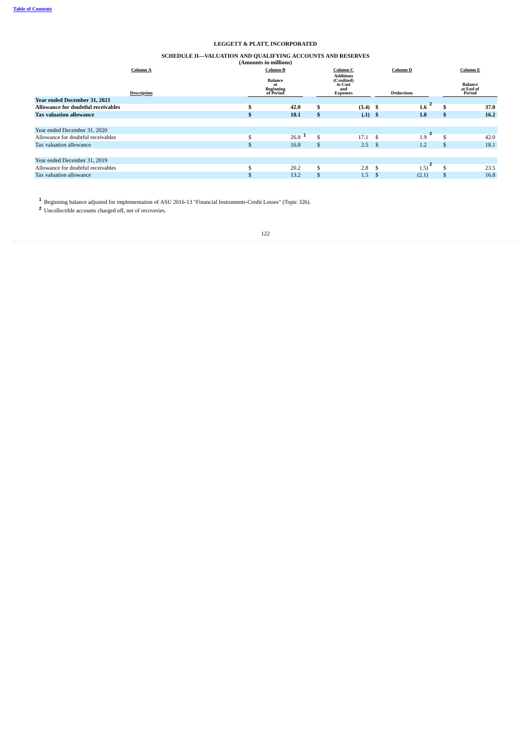**LEGGETT & PLATT, INCORPORATED**

**SCHEDULE II—VALUATION AND QUALIFYING ACCOUNTS AND RESERVES**
**(Amounts in millions)**

| Column A | Column B | Column C | Column D | Column E |
|---|---|---|---|---|
| Description | Balance at Beginning of Period | Additions (Credited) to Cost and Expenses | Deductions | Balance at End of Period |
| **Year ended December 31, 2021** | | | | |
| **Allowance for doubtful receivables** | **$ 42.0** | **$ (3.4)** | **$ 1.6** [2] | **$ 37.0** |
| **Tax valuation allowance** | **$ 18.1** | **$ (.1)** | **$ 1.8** | **$ 16.2** |
| Year ended December 31, 2020 | | | | |
| Allowance for doubtful receivables | $ 26.8 [1] | $ 17.1 | $ 1.9 [2] | $ 42.0 |
| Tax valuation allowance | $ 16.8 | $ 2.5 | $ 1.2 | $ 18.1 |
| Year ended December 31, 2019 | | | | |
| Allowance for doubtful receivables | $ 20.2 | $ 2.8 | $ (.5) [2] | $ 23.5 |
| Tax valuation allowance | $ 13.2 | $ 1.5 | $ (2.1) | $ 16.8 |

[1] Beginning balance adjusted for implementation of ASU 2016-13 "Financial Instruments-Credit Losses" (Topic 326).

[2] Uncollectible accounts charged off, net of recoveries.